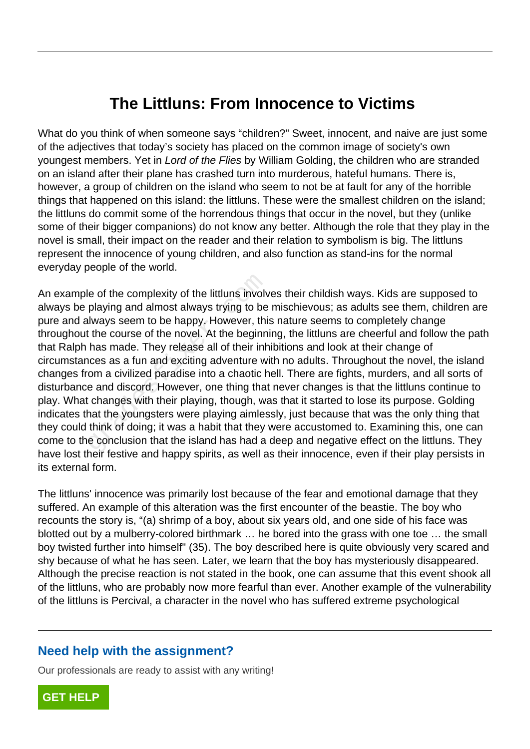# The Littluns: From Innocence to Victims

What do you think of when someone says "children?" Sweet, innocent, and naive are just some of the adjectives that today's society has placed on the common image of society's own youngest members. Yet in *Lord of the Flies* by William Golding, the children who are stranded on an island after their plane has crashed turn into murderous, hateful humans. There is, however, a group of children on the island who seem to not be at fault for any of the horrible things that happened on this island: the littluns. These were the smallest children on the island; the littluns do commit some of the horrendous things that occur in the novel, but they (unlike some of their bigger companions) do not know any better. Although the role that they play in the novel is small, their impact on the reader and their relation to symbolism is big. The littluns represent the innocence of young children, and also function as stand-ins for the normal everyday people of the world.

An example of the complexity of the littluns involves their childish ways. Kids are supposed to always be playing and almost always trying to be mischievous; as adults see them, children are pure and always seem to be happy. However, this nature seems to completely change throughout the course of the novel. At the beginning, the littluns are cheerful and follow the path that Ralph has made. They release all of their inhibitions and look at their change of circumstances as a fun and exciting adventure with no adults. Throughout the novel, the island changes from a civilized paradise into a chaotic hell. There are fights, murders, and all sorts of disturbance and discord. However, one thing that never changes is that the littluns continue to play. What changes with their playing, though, was that it started to lose its purpose. Golding indicates that the youngsters were playing aimlessly, just because that was the only thing that they could think of doing; it was a habit that they were accustomed to. Examining this, one can come to the conclusion that the island has had a deep and negative effect on the littluns. They have lost their festive and happy spirits, as well as their innocence, even if their play persists in its external form.

The littluns' innocence was primarily lost because of the fear and emotional damage that they suffered. An example of this alteration was the first encounter of the beastie. The boy who recounts the story is, "(a) shrimp of a boy, about six years old, and one side of his face was blotted out by a mulberry-colored birthmark … he bored into the grass with one toe … the small boy twisted further into himself" (35). The boy described here is quite obviously very scared and shy because of what he has seen. Later, we learn that the boy has mysteriously disappeared. Although the precise reaction is not stated in the book, one can assume that this event shook all of the littluns, who are probably now more fearful than ever. Another example of the vulnerability of the littluns is Percival, a character in the novel who has suffered extreme psychological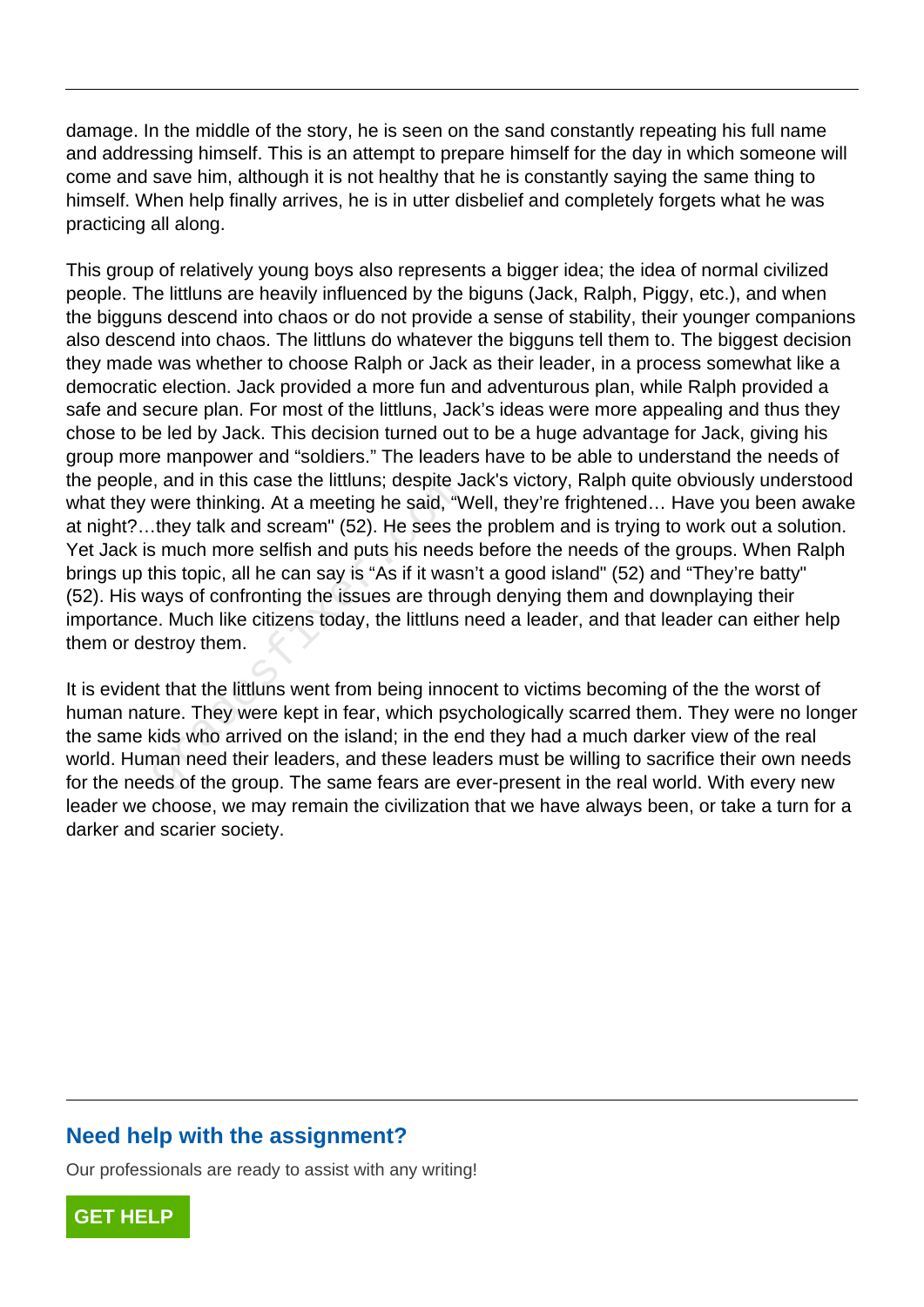damage. In the middle of the story, he is seen on the sand constantly repeating his full name and addressing himself. This is an attempt to prepare himself for the day in which someone will come and save him, although it is not healthy that he is constantly saying the same thing to himself. When help finally arrives, he is in utter disbelief and completely forgets what he was practicing all along.

This group of relatively young boys also represents a bigger idea; the idea of normal civilized people. The littluns are heavily influenced by the biguns (Jack, Ralph, Piggy, etc.), and when the bigguns descend into chaos or do not provide a sense of stability, their younger companions also descend into chaos. The littluns do whatever the bigguns tell them to. The biggest decision they made was whether to choose Ralph or Jack as their leader, in a process somewhat like a democratic election. Jack provided a more fun and adventurous plan, while Ralph provided a safe and secure plan. For most of the littluns, Jack's ideas were more appealing and thus they chose to be led by Jack. This decision turned out to be a huge advantage for Jack, giving his group more manpower and "soldiers." The leaders have to be able to understand the needs of the people, and in this case the littluns; despite Jack's victory, Ralph quite obviously understood what they were thinking. At a meeting he said, "Well, they're frightened… Have you been awake at night?…they talk and scream" (52). He sees the problem and is trying to work out a solution. Yet Jack is much more selfish and puts his needs before the needs of the groups. When Ralph brings up this topic, all he can say is "As if it wasn't a good island" (52) and "They're batty" (52). His ways of confronting the issues are through denying them and downplaying their importance. Much like citizens today, the littluns need a leader, and that leader can either help them or destroy them.

It is evident that the littluns went from being innocent to victims becoming of the the worst of human nature. They were kept in fear, which psychologically scarred them. They were no longer the same kids who arrived on the island; in the end they had a much darker view of the real world. Human need their leaders, and these leaders must be willing to sacrifice their own needs for the needs of the group. The same fears are ever-present in the real world. With every new leader we choose, we may remain the civilization that we have always been, or take a turn for a darker and scarier society.

## Need help with the assignment?

Our professionals are ready to assist with any writing!

GET HELP